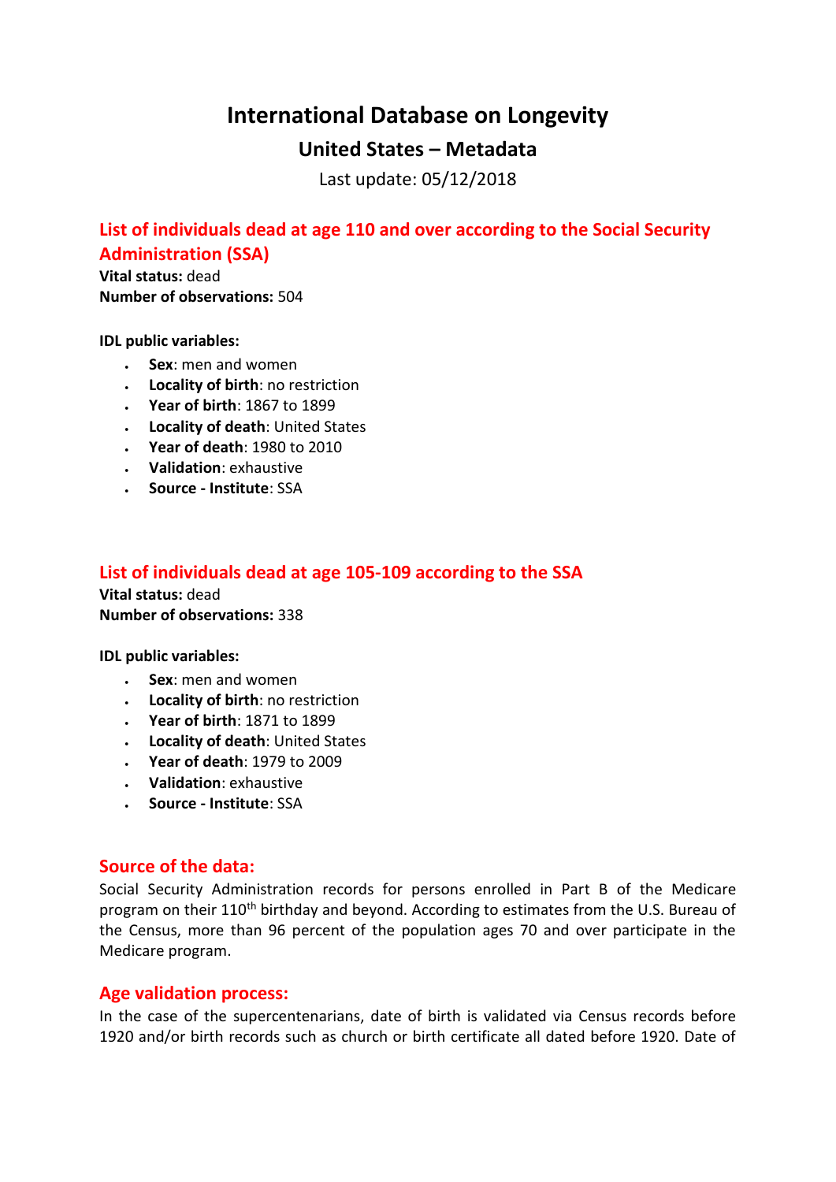# International Database on Longevity

## United States – Metadata

Last update: 05/12/2018

### List of individuals dead at age 110 and over according to the Social Security Administration (SSA)

**Vital status:** dead
**Number of observations:** 504

**IDL public variables:**

- **Sex**: men and women
- **Locality of birth**: no restriction
- **Year of birth**: 1867 to 1899
- **Locality of death**: United States
- **Year of death**: 1980 to 2010
- **Validation**: exhaustive
- **Source - Institute**: SSA

### List of individuals dead at age 105-109 according to the SSA

**Vital status:** dead
**Number of observations:** 338

**IDL public variables:**

- **Sex**: men and women
- **Locality of birth**: no restriction
- **Year of birth**: 1871 to 1899
- **Locality of death**: United States
- **Year of death**: 1979 to 2009
- **Validation**: exhaustive
- **Source - Institute**: SSA

### Source of the data:

Social Security Administration records for persons enrolled in Part B of the Medicare program on their 110th birthday and beyond. According to estimates from the U.S. Bureau of the Census, more than 96 percent of the population ages 70 and over participate in the Medicare program.

### Age validation process:

In the case of the supercentenarians, date of birth is validated via Census records before 1920 and/or birth records such as church or birth certificate all dated before 1920. Date of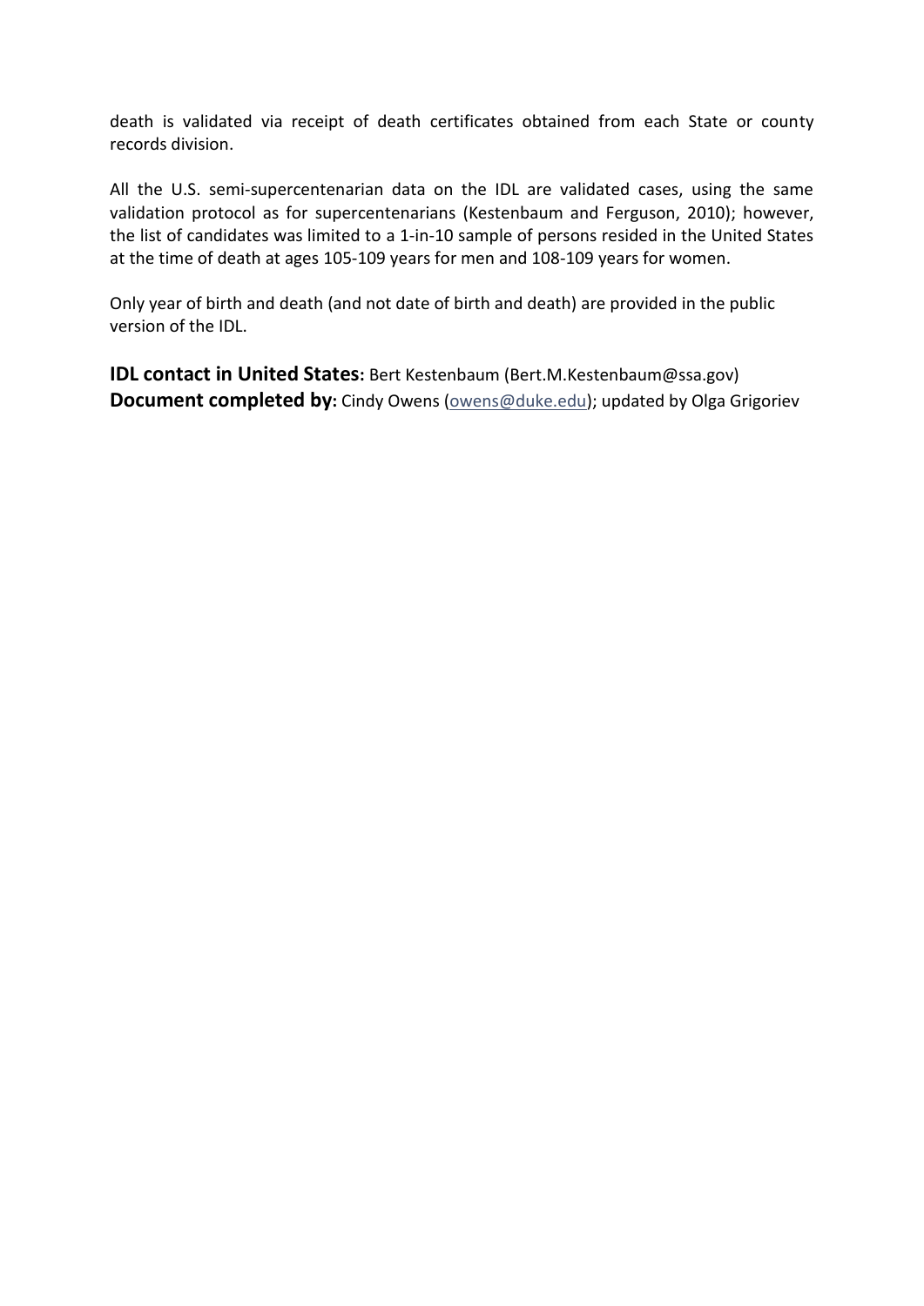death is validated via receipt of death certificates obtained from each State or county records division.

All the U.S. semi-supercentenarian data on the IDL are validated cases, using the same validation protocol as for supercentenarians (Kestenbaum and Ferguson, 2010); however, the list of candidates was limited to a 1-in-10 sample of persons resided in the United States at the time of death at ages 105-109 years for men and 108-109 years for women.

Only year of birth and death (and not date of birth and death) are provided in the public version of the IDL.

**IDL contact in United States:** Bert Kestenbaum (Bert.M.Kestenbaum@ssa.gov)
**Document completed by:** Cindy Owens (owens@duke.edu); updated by Olga Grigoriev